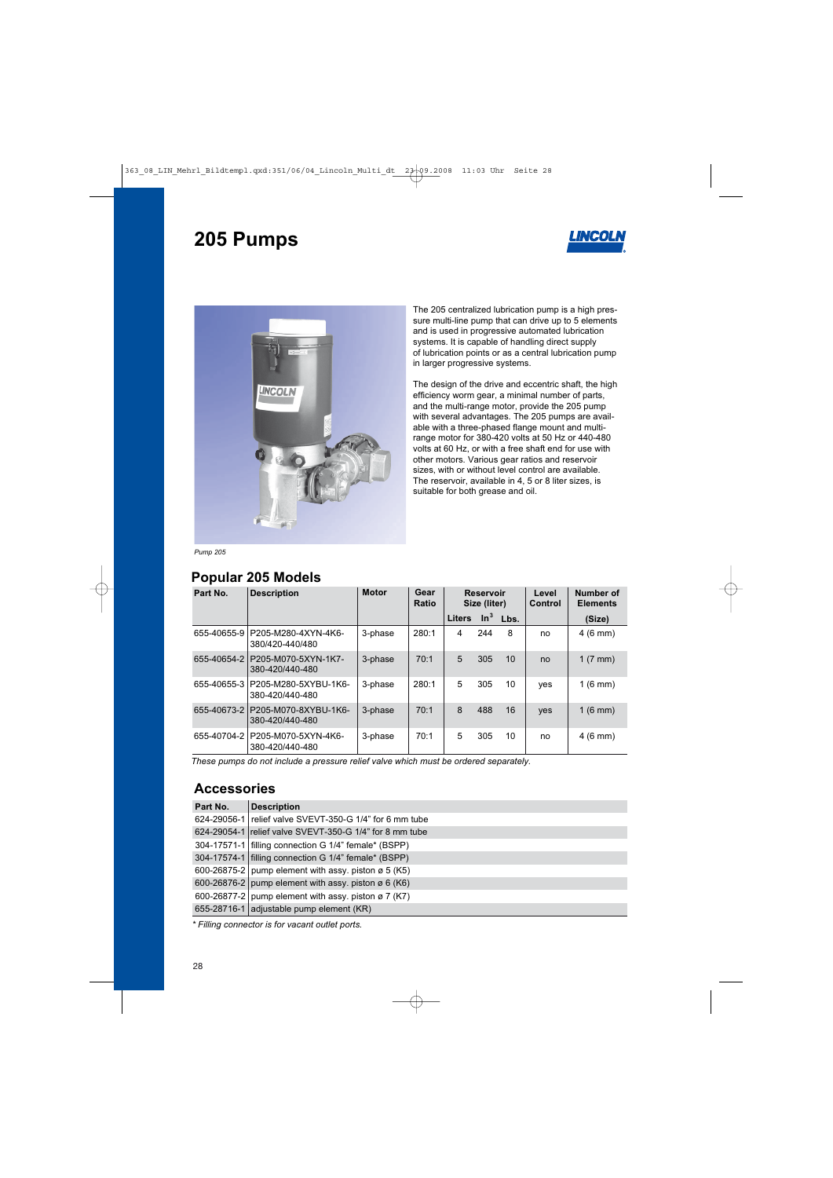# 205 Pumps

The 205 centralized lubrication pump is a high pressure multi-line pump that can drive up to 5 elements and is used in progressive automated lubrication systems. It is capable of handling direct supply of lubrication points or as a central lubrication pump in larger progressive systems.

The design of the drive and eccentric shaft, the high efficiency worm gear, a minimal number of parts, and the multi-range motor, provide the 205 pump with several advantages. The 205 pumps are available with a three-phased flange mount and multi-range motor for 380-420 volts at 50 Hz or 440-480 volts at 60 Hz, or with a free shaft end for use with other motors. Various gear ratios and reservoir sizes, with or without level control are available. The reservoir, available in 4, 5 or 8 liter sizes, is suitable for both grease and oil.

*Pump 205*

## Popular 205 Models

| Part No. | Description | Motor | Gear Ratio | Reservoir Size (liter) | | | Level Control | Number of Elements |
|---|---|---|---|---|---|---|---|---|
| | | | | Liters | $In^3$ | Lbs. | | (Size) |
| 655-40655-9 | P205-M280-4XYN-4K6-380/420-440/480 | 3-phase | 280:1 | 4 | 244 | 8 | no | 4 (6 mm) |
| 655-40654-2 | P205-M070-5XYN-1K7-380-420/440-480 | 3-phase | 70:1 | 5 | 305 | 10 | no | 1 (7 mm) |
| 655-40655-3 | P205-M280-5XYBU-1K6-380-420/440-480 | 3-phase | 280:1 | 5 | 305 | 10 | yes | 1 (6 mm) |
| 655-40673-2 | P205-M070-8XYBU-1K6-380-420/440-480 | 3-phase | 70:1 | 8 | 488 | 16 | yes | 1 (6 mm) |
| 655-40704-2 | P205-M070-5XYN-4K6-380-420/440-480 | 3-phase | 70:1 | 5 | 305 | 10 | no | 4 (6 mm) |

*These pumps do not include a pressure relief valve which must be ordered separately.*

## Accessories

| Part No. | Description |
|---|---|
| 624-29056-1 | relief valve SVEVT-350-G 1/4" for 6 mm tube |
| 624-29054-1 | relief valve SVEVT-350-G 1/4" for 8 mm tube |
| 304-17571-1 | filling connection G 1/4" female* (BSPP) |
| 304-17574-1 | filling connection G 1/4" female* (BSPP) |
| 600-26875-2 | pump element with assy. piston ø 5 (K5) |
| 600-26876-2 | pump element with assy. piston ø 6 (K6) |
| 600-26877-2 | pump element with assy. piston ø 7 (K7) |
| 655-28716-1 | adjustable pump element (KR) |

*\* Filling connector is for vacant outlet ports.*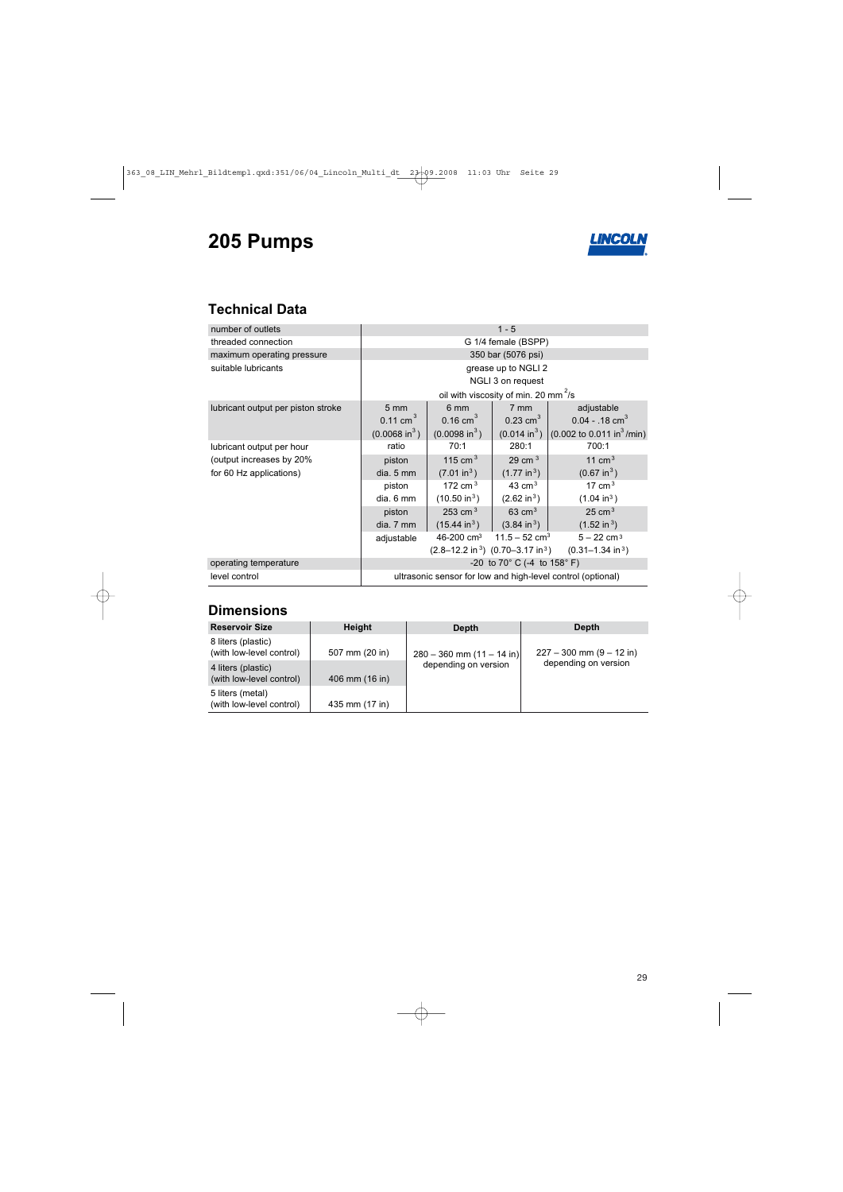# 205 Pumps

## Technical Data

| | | | | |
|---|---|---|---|---|
| number of outlets | 1 - 5 | | | |
| threaded connection | G 1/4 female (BSPP) | | | |
| maximum operating pressure | 350 bar (5076 psi) | | | |
| suitable lubricants | grease up to NGLI 2<br>NGLI 3 on request<br>oil with viscosity of min. 20 $mm^2/s$ | | | |
| lubricant output per piston stroke | 5 mm<br>0.11 $cm^3$<br>(0.0068 $in^3$) | 6 mm<br>0.16 $cm^3$<br>(0.0098 $in^3$) | 7 mm<br>0.23 $cm^3$<br>(0.014 $in^3$) | adjustable<br>0.04 - .18 $cm^3$<br>(0.002 to 0.011 $in^3$/min) |
| lubricant output per hour<br>(output increases by 20%<br>for 60 Hz applications) | ratio | 70:1 | 280:1 | 700:1 |
| | piston<br>dia. 5 mm | 115 $cm^3$<br>(7.01 $in^3$) | 29 $cm^3$<br>(1.77 $in^3$) | 11 $cm^3$<br>(0.67 $in^3$) |
| | piston<br>dia. 6 mm | 172 $cm^3$<br>(10.50 $in^3$) | 43 $cm^3$<br>(2.62 $in^3$) | 17 $cm^3$<br>(1.04 $in^3$) |
| | piston<br>dia. 7 mm | 253 $cm^3$<br>(15.44 $in^3$) | 63 $cm^3$<br>(3.84 $in^3$) | 25 $cm^3$<br>(1.52 $in^3$) |
| | adjustable | 46-200 $cm^3$<br>(2.8–12.2 $in^3$) | 11.5 – 52 $cm^3$<br>(0.70–3.17 $in^3$) | 5 – 22 $cm^3$<br>(0.31–1.34 $in^3$) |
| operating temperature | -20 to 70° C (-4 to 158° F) | | | |
| level control | ultrasonic sensor for low and high-level control (optional) | | | |

## Dimensions

| Reservoir Size | Height | Depth | Depth |
|---|---|---|---|
| 8 liters (plastic)<br>(with low-level control) | 507 mm (20 in) | 280 – 360 mm (11 – 14 in)<br>depending on version | 227 – 300 mm (9 – 12 in)<br>depending on version |
| 4 liters (plastic)<br>(with low-level control) | 406 mm (16 in) | | |
| 5 liters (metal)<br>(with low-level control) | 435 mm (17 in) | | |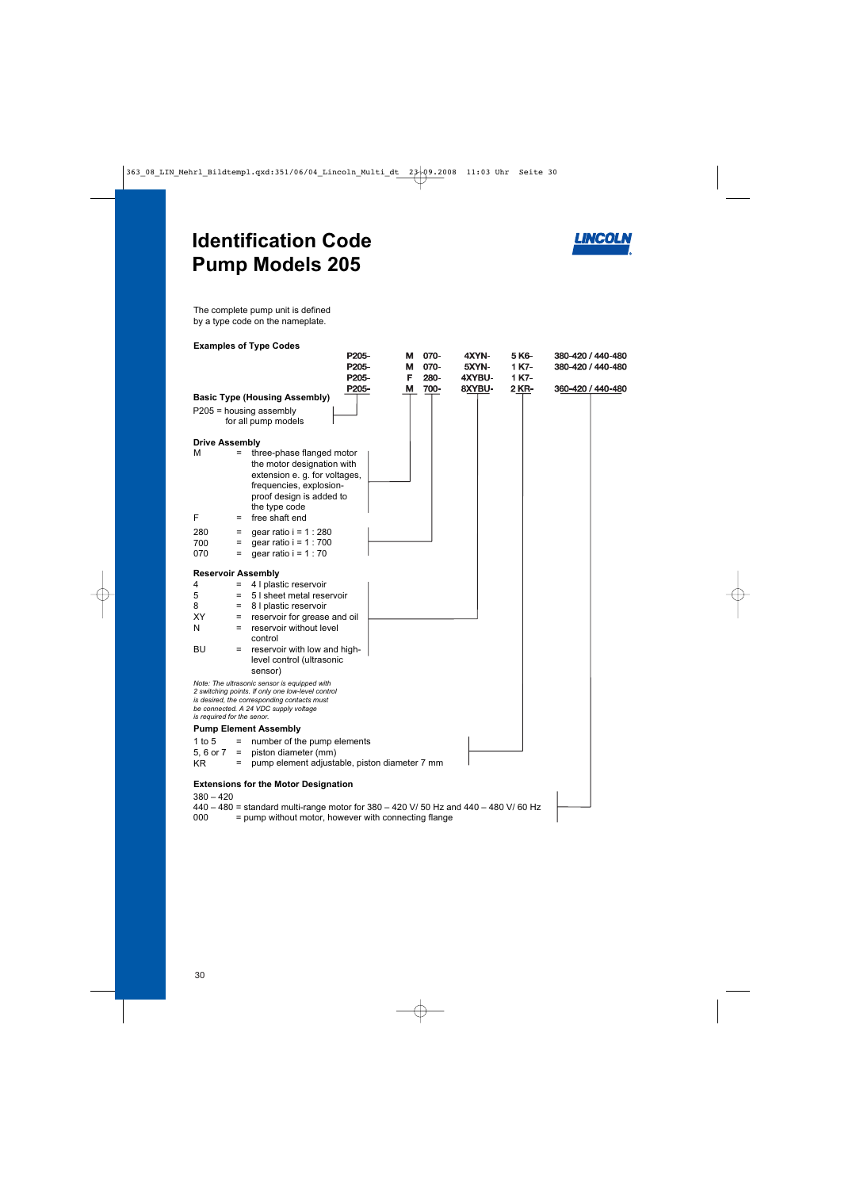# Identification Code
# Pump Models 205

LINCOLN

The complete pump unit is defined by a type code on the nameplate.

**Examples of Type Codes**

| | | | | | |
|---|---|---|---|---|---|
| P205- | M | 070- | 4XYN- | 5 K6- | 380-420 / 440-480 |
| P205- | M | 070- | 5XYN- | 1 K7- | 380-420 / 440-480 |
| P205- | F | 280- | 4XYBU- | 1 K7- | |
| P205- | M | 700- | 8XYBU- | 2 KR- | 360-420 / 440-480 |

**Basic Type (Housing Assembly)**

P205 = housing assembly for all pump models

**Drive Assembly**

| | | |
|---|---|---|
| M | = | three-phase flanged motor the motor designation with extension e. g. for voltages, frequencies, explosion-proof design is added to the type code |
| F | = | free shaft end |
| 280 | = | gear ratio i = 1 : 280 |
| 700 | = | gear ratio i = 1 : 700 |
| 070 | = | gear ratio i = 1 : 70 |

**Reservoir Assembly**

| | | |
|---|---|---|
| 4 | = | 4 l plastic reservoir |
| 5 | = | 5 l sheet metal reservoir |
| 8 | = | 8 l plastic reservoir |
| XY | = | reservoir for grease and oil |
| N | = | reservoir without level control |
| BU | = | reservoir with low and high-level control (ultrasonic sensor) |

*Note: The ultrasonic sensor is equipped with 2 switching points. If only one low-level control is desired, the corresponding contacts must be connected. A 24 VDC supply voltage is required for the senor.*

**Pump Element Assembly**

| | | |
|---|---|---|
| 1 to 5 | = | number of the pump elements |
| 5, 6 or 7 | = | piston diameter (mm) |
| KR | = | pump element adjustable, piston diameter 7 mm |

**Extensions for the Motor Designation**

380 – 420
440 – 480 = standard multi-range motor for 380 – 420 V/ 50 Hz and 440 – 480 V/ 60 Hz
000 = pump without motor, however with connecting flange